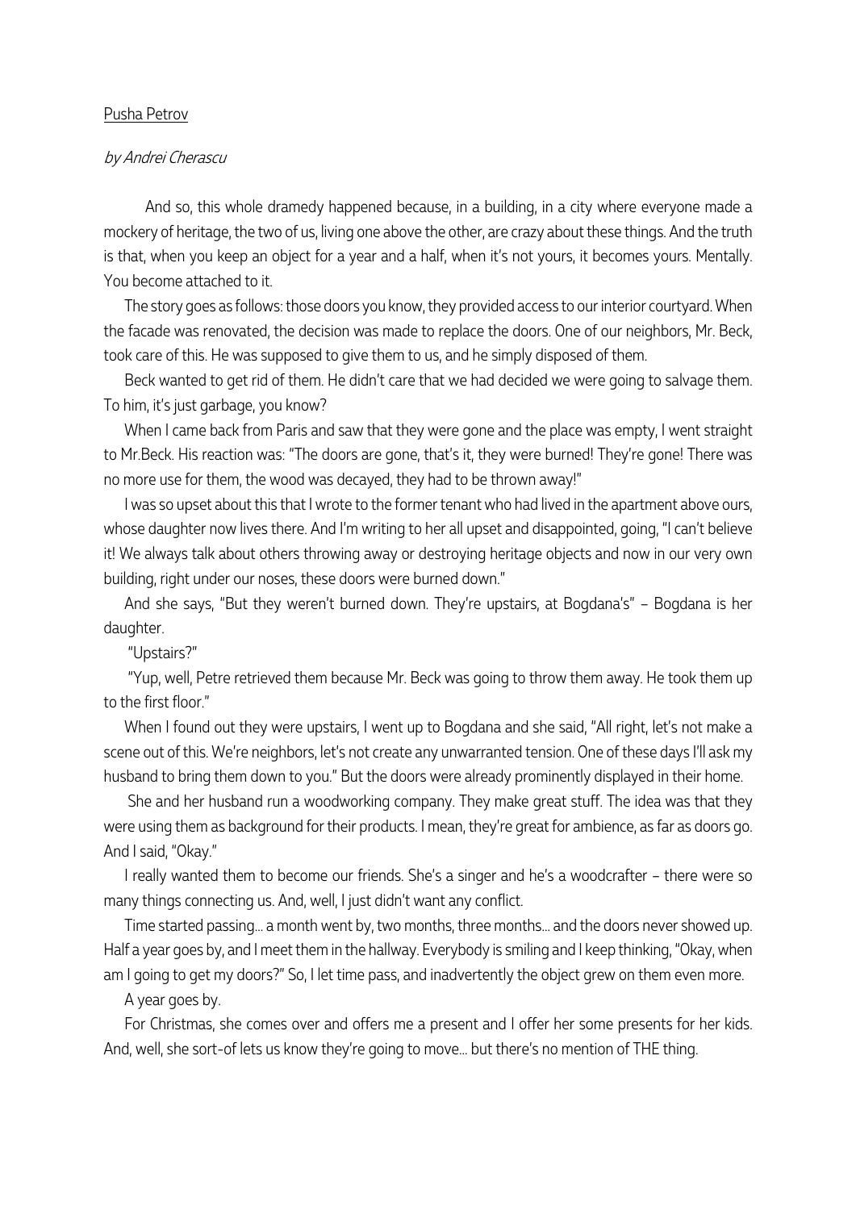Pusha Petrov

*by Andrei Cherascu*

And so, this whole dramedy happened because, in a building, in a city where everyone made a mockery of heritage, the two of us, living one above the other, are crazy about these things. And the truth is that, when you keep an object for a year and a half, when it's not yours, it becomes yours. Mentally. You become attached to it.

The story goes as follows: those doors you know, they provided access to our interior courtyard. When the facade was renovated, the decision was made to replace the doors. One of our neighbors, Mr. Beck, took care of this. He was supposed to give them to us, and he simply disposed of them.

Beck wanted to get rid of them. He didn't care that we had decided we were going to salvage them. To him, it's just garbage, you know?

When I came back from Paris and saw that they were gone and the place was empty, I went straight to Mr.Beck. His reaction was: "The doors are gone, that's it, they were burned! They're gone! There was no more use for them, the wood was decayed, they had to be thrown away!"

I was so upset about this that I wrote to the former tenant who had lived in the apartment above ours, whose daughter now lives there. And I'm writing to her all upset and disappointed, going, "I can't believe it! We always talk about others throwing away or destroying heritage objects and now in our very own building, right under our noses, these doors were burned down."

And she says, "But they weren't burned down. They're upstairs, at Bogdana's" – Bogdana is her daughter.

"Upstairs?"

"Yup, well, Petre retrieved them because Mr. Beck was going to throw them away. He took them up to the first floor."

When I found out they were upstairs, I went up to Bogdana and she said, "All right, let's not make a scene out of this. We're neighbors, let's not create any unwarranted tension. One of these days I'll ask my husband to bring them down to you." But the doors were already prominently displayed in their home.

She and her husband run a woodworking company. They make great stuff. The idea was that they were using them as background for their products. I mean, they're great for ambience, as far as doors go. And I said, "Okay."

I really wanted them to become our friends. She's a singer and he's a woodcrafter – there were so many things connecting us. And, well, I just didn't want any conflict.

Time started passing... a month went by, two months, three months... and the doors never showed up. Half a year goes by, and I meet them in the hallway. Everybody is smiling and I keep thinking, "Okay, when am I going to get my doors?" So, I let time pass, and inadvertently the object grew on them even more.

A year goes by.

For Christmas, she comes over and offers me a present and I offer her some presents for her kids. And, well, she sort-of lets us know they're going to move... but there's no mention of THE thing.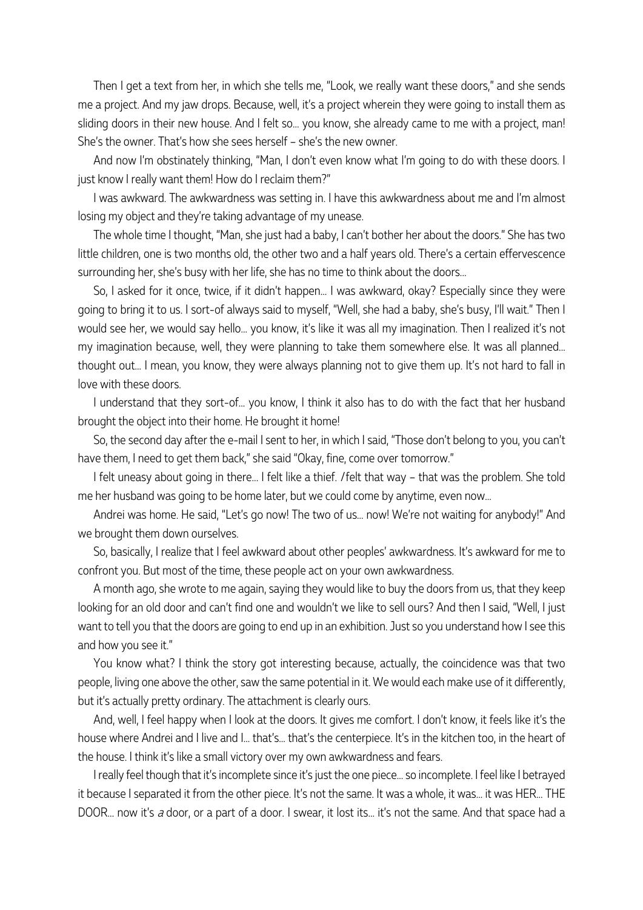Then I get a text from her, in which she tells me, "Look, we really want these doors," and she sends me a project. And my jaw drops. Because, well, it's a project wherein they were going to install them as sliding doors in their new house. And I felt so... you know, she already came to me with a project, man! She's the owner. That's how she sees herself – she's the new owner.

And now I'm obstinately thinking, "Man, I don't even know what I'm going to do with these doors. I just know I really want them! How do I reclaim them?"

I was awkward. The awkwardness was setting in. I have this awkwardness about me and I'm almost losing my object and they're taking advantage of my unease.

The whole time I thought, "Man, she just had a baby, I can't bother her about the doors." She has two little children, one is two months old, the other two and a half years old. There's a certain effervescence surrounding her, she's busy with her life, she has no time to think about the doors...

So, I asked for it once, twice, if it didn't happen... I was awkward, okay? Especially since they were going to bring it to us. I sort-of always said to myself, "Well, she had a baby, she's busy, I'll wait." Then I would see her, we would say hello... you know, it's like it was all my imagination. Then I realized it's not my imagination because, well, they were planning to take them somewhere else. It was all planned... thought out... I mean, you know, they were always planning not to give them up. It's not hard to fall in love with these doors.

I understand that they sort-of... you know, I think it also has to do with the fact that her husband brought the object into their home. He brought it home!

So, the second day after the e-mail I sent to her, in which I said, "Those don't belong to you, you can't have them, I need to get them back," she said "Okay, fine, come over tomorrow."

I felt uneasy about going in there... I felt like a thief. *I* felt that way – that was the problem. She told me her husband was going to be home later, but we could come by anytime, even now...

Andrei was home. He said, "Let's go now! The two of us... now! We're not waiting for anybody!" And we brought them down ourselves.

So, basically, I realize that I feel awkward about other peoples' awkwardness. It's awkward for me to confront you. But most of the time, these people act on your own awkwardness.

A month ago, she wrote to me again, saying they would like to buy the doors from us, that they keep looking for an old door and can't find one and wouldn't we like to sell ours? And then I said, "Well, I just want to tell you that the doors are going to end up in an exhibition. Just so you understand how I see this and how you see it."

You know what? I think the story got interesting because, actually, the coincidence was that two people, living one above the other, saw the same potential in it. We would each make use of it differently, but it's actually pretty ordinary. The attachment is clearly ours.

And, well, I feel happy when I look at the doors. It gives me comfort. I don't know, it feels like it's the house where Andrei and I live and I... that's... that's the centerpiece. It's in the kitchen too, in the heart of the house. I think it's like a small victory over my own awkwardness and fears.

I really feel though that it's incomplete since it's just the one piece... so incomplete. I feel like I betrayed it because I separated it from the other piece. It's not the same. It was a whole, it was... it was HER... THE DOOR... now it's *a* door, or a part of a door. I swear, it lost its... it's not the same. And that space had a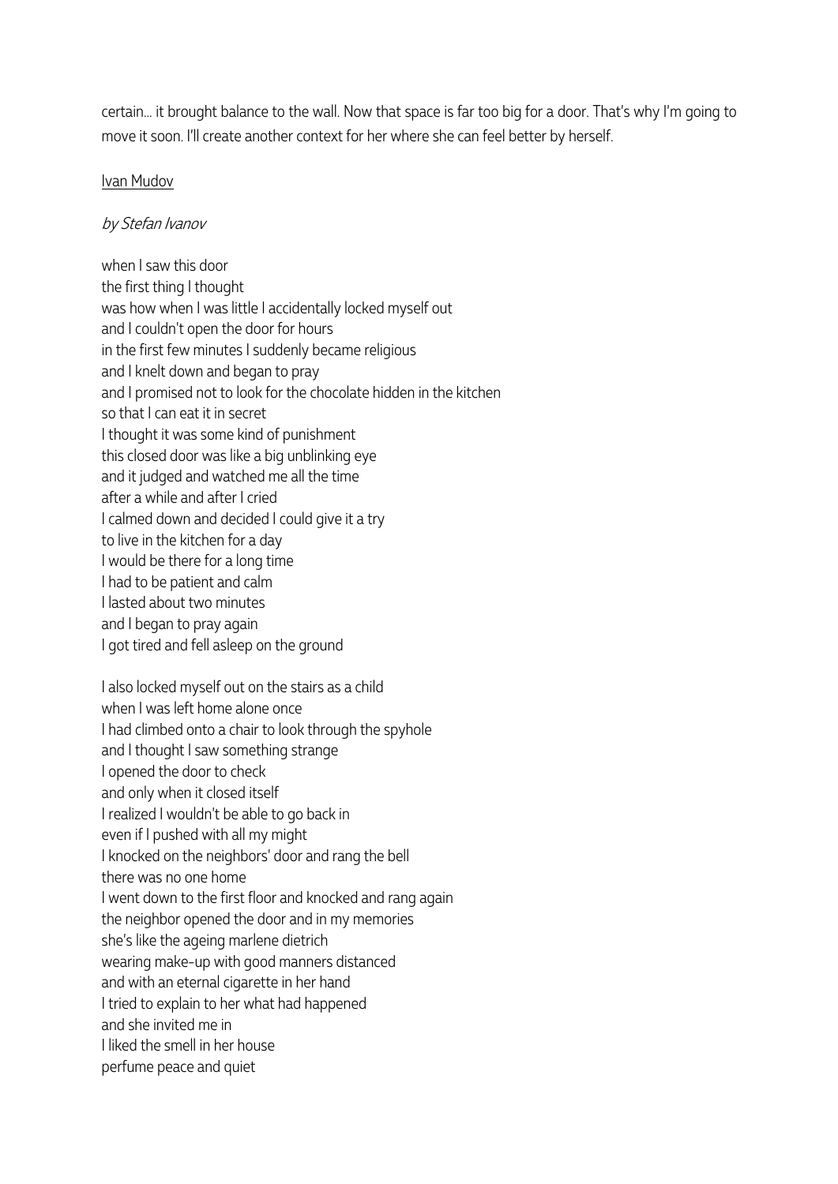certain... it brought balance to the wall. Now that space is far too big for a door. That's why I'm going to move it soon. I'll create another context for her where she can feel better by herself.

<u>Ivan Mudov</u>

*by Stefan Ivanov*

when I saw this door  
the first thing I thought  
was how when I was little I accidentally locked myself out  
and I couldn't open the door for hours  
in the first few minutes I suddenly became religious  
and I knelt down and began to pray  
and I promised not to look for the chocolate hidden in the kitchen  
so that I can eat it in secret  
I thought it was some kind of punishment  
this closed door was like a big unblinking eye  
and it judged and watched me all the time  
after a while and after I cried  
I calmed down and decided I could give it a try  
to live in the kitchen for a day  
I would be there for a long time  
I had to be patient and calm  
I lasted about two minutes  
and I began to pray again  
I got tired and fell asleep on the ground

I also locked myself out on the stairs as a child  
when I was left home alone once  
I had climbed onto a chair to look through the spyhole  
and I thought I saw something strange  
I opened the door to check  
and only when it closed itself  
I realized I wouldn't be able to go back in  
even if I pushed with all my might  
I knocked on the neighbors' door and rang the bell  
there was no one home  
I went down to the first floor and knocked and rang again  
the neighbor opened the door and in my memories  
she's like the ageing marlene dietrich  
wearing make-up with good manners distanced  
and with an eternal cigarette in her hand  
I tried to explain to her what had happened  
and she invited me in  
I liked the smell in her house  
perfume peace and quiet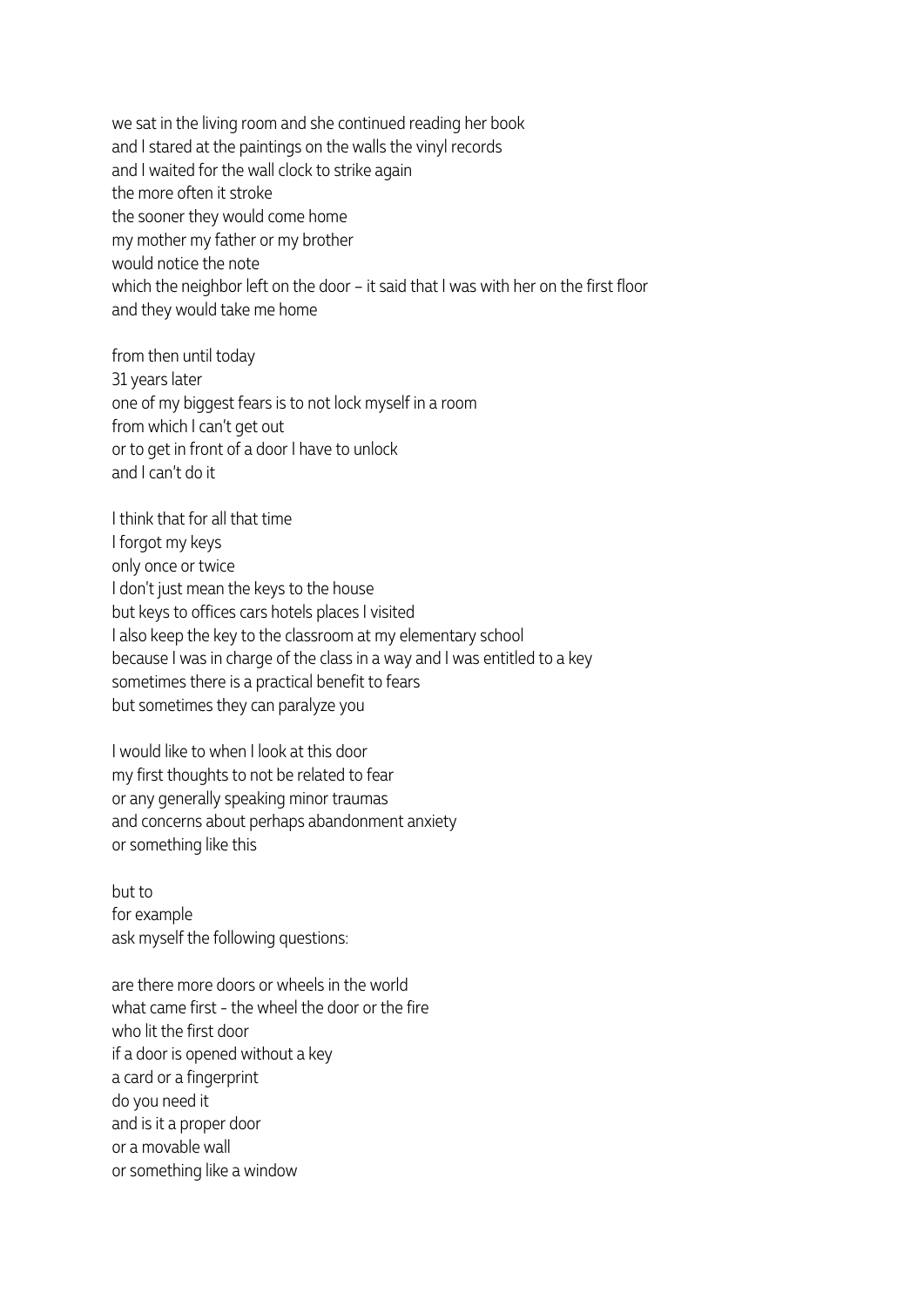we sat in the living room and she continued reading her book
and I stared at the paintings on the walls the vinyl records
and I waited for the wall clock to strike again
the more often it stroke
the sooner they would come home
my mother my father or my brother
would notice the note
which the neighbor left on the door – it said that I was with her on the first floor
and they would take me home

from then until today
31 years later
one of my biggest fears is to not lock myself in a room
from which I can't get out
or to get in front of a door I have to unlock
and I can't do it

I think that for all that time
I forgot my keys
only once or twice
I don't just mean the keys to the house
but keys to offices cars hotels places I visited
I also keep the key to the classroom at my elementary school
because I was in charge of the class in a way and I was entitled to a key
sometimes there is a practical benefit to fears
but sometimes they can paralyze you

I would like to when I look at this door
my first thoughts to not be related to fear
or any generally speaking minor traumas
and concerns about perhaps abandonment anxiety
or something like this

but to
for example
ask myself the following questions:

are there more doors or wheels in the world
what came first - the wheel the door or the fire
who lit the first door
if a door is opened without a key
a card or a fingerprint
do you need it
and is it a proper door
or a movable wall
or something like a window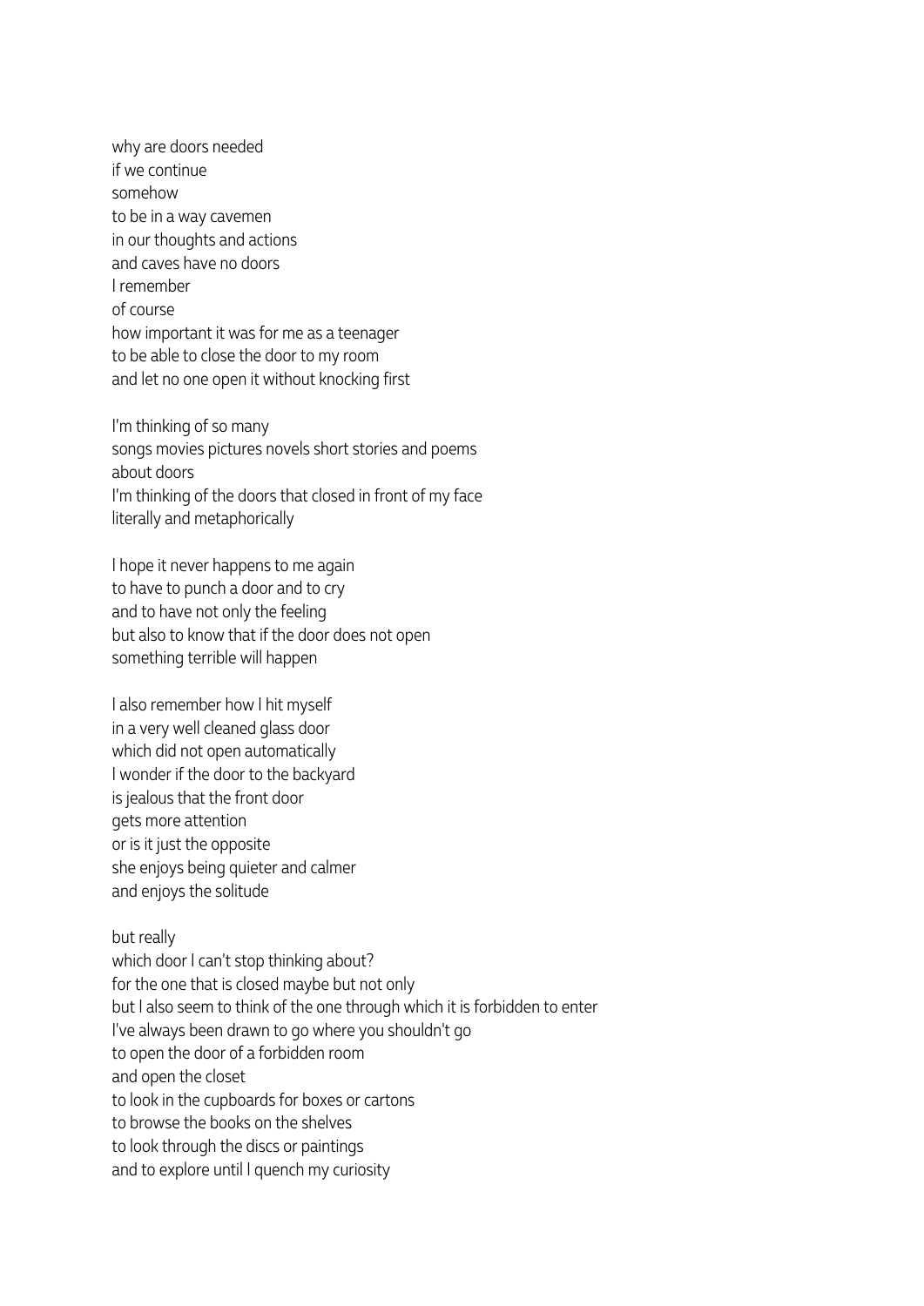why are doors needed  
if we continue  
somehow  
to be in a way cavemen  
in our thoughts and actions  
and caves have no doors  
I remember  
of course  
how important it was for me as a teenager  
to be able to close the door to my room  
and let no one open it without knocking first

I'm thinking of so many  
songs movies pictures novels short stories and poems  
about doors  
I'm thinking of the doors that closed in front of my face  
literally and metaphorically

I hope it never happens to me again  
to have to punch a door and to cry  
and to have not only the feeling  
but also to know that if the door does not open  
something terrible will happen

I also remember how I hit myself  
in a very well cleaned glass door  
which did not open automatically  
I wonder if the door to the backyard  
is jealous that the front door  
gets more attention  
or is it just the opposite  
she enjoys being quieter and calmer  
and enjoys the solitude

but really  
which door I can't stop thinking about?  
for the one that is closed maybe but not only  
but I also seem to think of the one through which it is forbidden to enter  
I've always been drawn to go where you shouldn't go  
to open the door of a forbidden room  
and open the closet  
to look in the cupboards for boxes or cartons  
to browse the books on the shelves  
to look through the discs or paintings  
and to explore until I quench my curiosity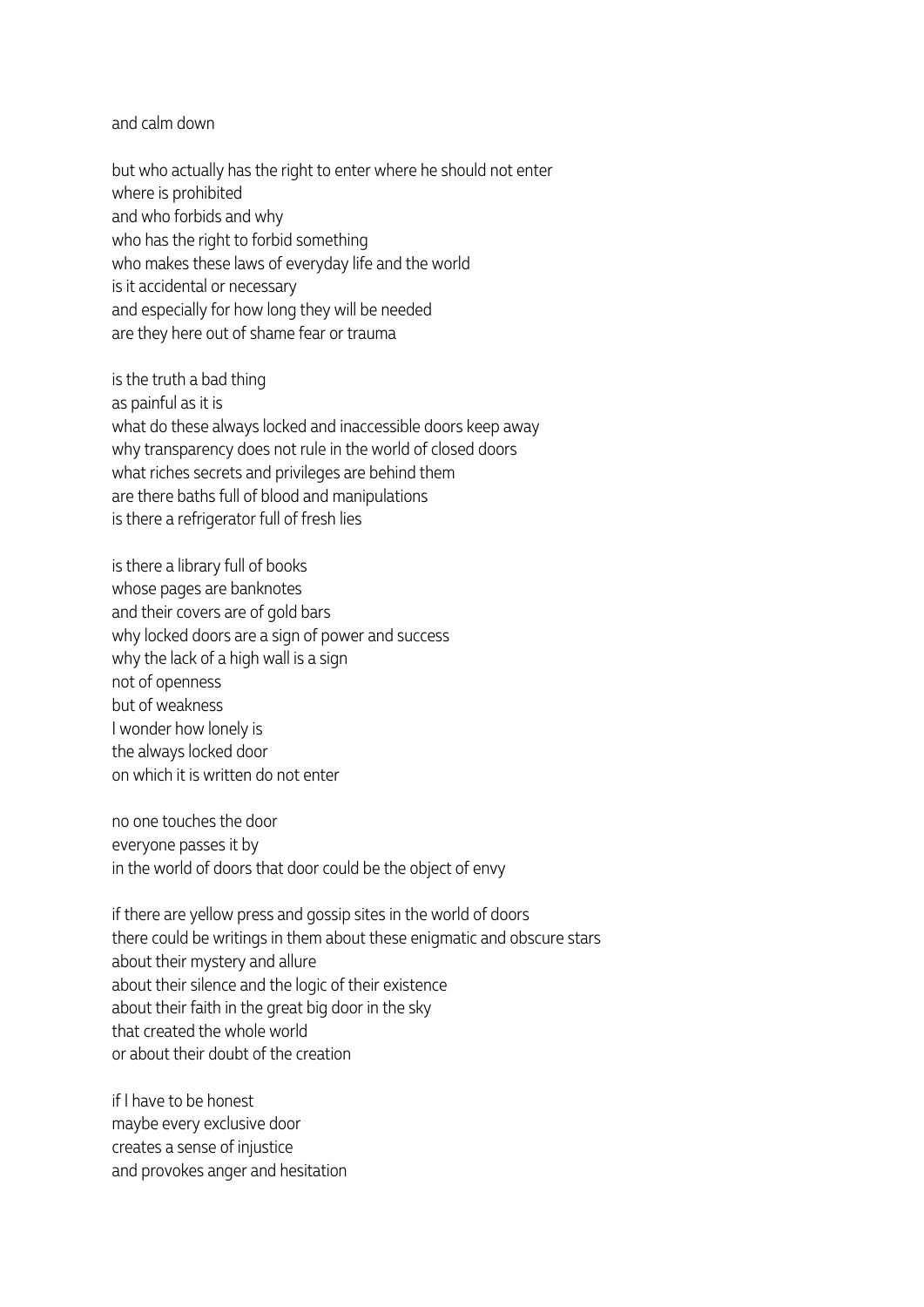and calm down

but who actually has the right to enter where he should not enter
where is prohibited
and who forbids and why
who has the right to forbid something
who makes these laws of everyday life and the world
is it accidental or necessary
and especially for how long they will be needed
are they here out of shame fear or trauma

is the truth a bad thing
as painful as it is
what do these always locked and inaccessible doors keep away
why transparency does not rule in the world of closed doors
what riches secrets and privileges are behind them
are there baths full of blood and manipulations
is there a refrigerator full of fresh lies

is there a library full of books
whose pages are banknotes
and their covers are of gold bars
why locked doors are a sign of power and success
why the lack of a high wall is a sign
not of openness
but of weakness
I wonder how lonely is
the always locked door
on which it is written do not enter

no one touches the door
everyone passes it by
in the world of doors that door could be the object of envy

if there are yellow press and gossip sites in the world of doors
there could be writings in them about these enigmatic and obscure stars
about their mystery and allure
about their silence and the logic of their existence
about their faith in the great big door in the sky
that created the whole world
or about their doubt of the creation

if I have to be honest
maybe every exclusive door
creates a sense of injustice
and provokes anger and hesitation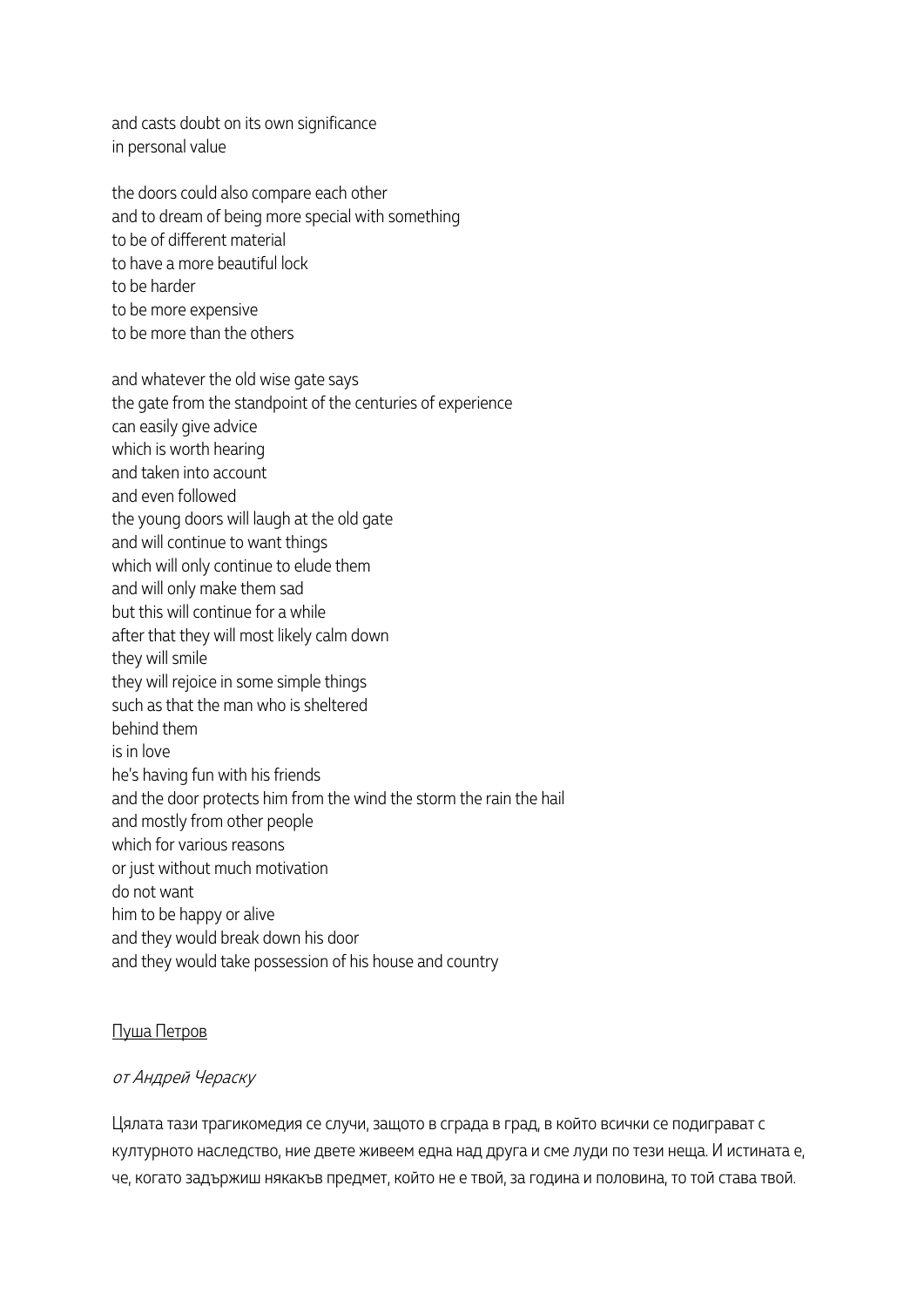and casts doubt on its own significance
in personal value

the doors could also compare each other
and to dream of being more special with something
to be of different material
to have a more beautiful lock
to be harder
to be more expensive
to be more than the others

and whatever the old wise gate says
the gate from the standpoint of the centuries of experience
can easily give advice
which is worth hearing
and taken into account
and even followed
the young doors will laugh at the old gate
and will continue to want things
which will only continue to elude them
and will only make them sad
but this will continue for a while
after that they will most likely calm down
they will smile
they will rejoice in some simple things
such as that the man who is sheltered
behind them
is in love
he's having fun with his friends
and the door protects him from the wind the storm the rain the hail
and mostly from other people
which for various reasons
or just without much motivation
do not want
him to be happy or alive
and they would break down his door
and they would take possession of his house and country

## Пуша Петров

*от Андрей Чераску*

Цялата тази трагикомедия се случи, защото в сграда в град, в който всички се подиграват с културното наследство, ние двете живеем една над друга и сме луди по тези неща. И истината е, че, когато задържиш някакъв предмет, който не е твой, за година и половина, то той става твой.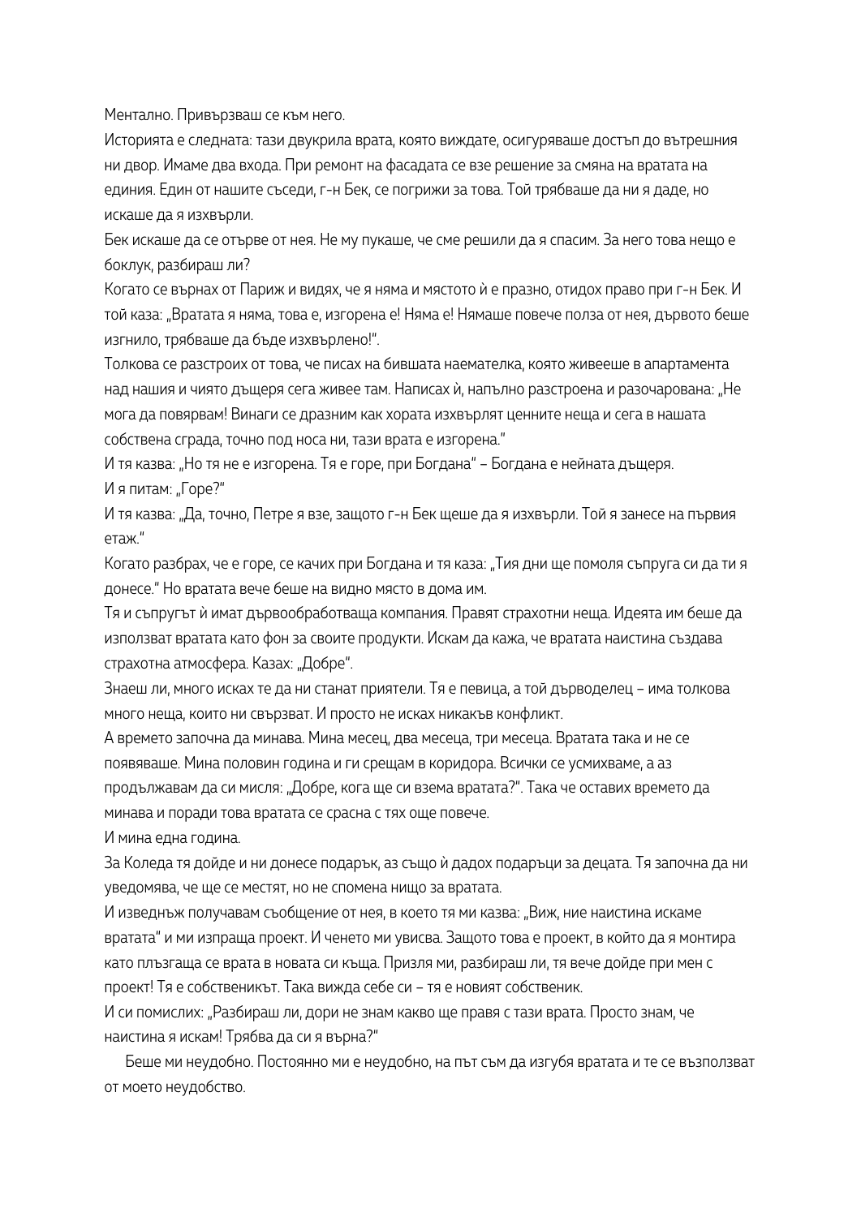Ментално. Привързваш се към него.

Историята е следната: тази двукрила врата, която виждате, осигуряваше достъп до вътрешния ни двор. Имаме два входа. При ремонт на фасадата се взе решение за смяна на вратата на единия. Един от нашите съседи, г-н Бек, се погрижи за това. Той трябваше да ни я даде, но искаше да я изхвърли.

Бек искаше да се отърве от нея. Не му пукаше, че сме решили да я спасим. За него това нещо е боклук, разбираш ли?

Когато се върнах от Париж и видях, че я няма и мястото ѝ е празно, отидох право при г-н Бек. И той каза: „Вратата я няма, това е, изгорена е! Няма е! Нямаше повече полза от нея, дървото беше изгнило, трябваше да бъде изхвърлено!".

Толкова се разстроих от това, че писах на бившата наемателка, която живееше в апартамента над нашия и чиято дъщеря сега живее там. Написах ѝ, напълно разстроена и разочарована: „Не мога да повярвам! Винаги се дразним как хората изхвърлят ценните неща и сега в нашата собствена сграда, точно под носа ни, тази врата е изгорена."

И тя казва: „Но тя не е изгорена. Тя е горе, при Богдана" – Богдана е нейната дъщеря.

И я питам: „Горе?"

И тя казва: „Да, точно, Петре я взе, защото г-н Бек щеше да я изхвърли. Той я занесе на първия етаж."

Когато разбрах, че е горе, се качих при Богдана и тя каза: „Тия дни ще помоля съпруга си да ти я донесе." Но вратата вече беше на видно място в дома им.

Тя и съпругът ѝ имат дървообработваща компания. Правят страхотни неща. Идеята им беше да използват вратата като фон за своите продукти. Искам да кажа, че вратата наистина създава страхотна атмосфера. Казах: „Добре".

Знаеш ли, много исках те да ни станат приятели. Тя е певица, а той дърводелец – има толкова много неща, които ни свързват. И просто не исках никакъв конфликт.

А времето започна да минава. Мина месец, два месеца, три месеца. Вратата така и не се появяваше. Мина половин година и ги срещам в коридора. Всички се усмихваме, а аз продължавам да си мисля: „Добре, кога ще си взема вратата?". Така че оставих времето да минава и поради това вратата се срасна с тях още повече.

И мина една година.

За Коледа тя дойде и ни донесе подарък, аз също ѝ дадох подаръци за децата. Тя започна да ни уведомява, че ще се местят, но не спомена нищо за вратата.

И изведнъж получавам съобщение от нея, в което тя ми казва: „Виж, ние наистина искаме вратата" и ми изпраща проект. И ченето ми увисва. Защото това е проект, в който да я монтира като плъзгаща се врата в новата си къща. Призля ми, разбираш ли, тя вече дойде при мен с проект! Тя е собственикът. Така вижда себе си – тя е новият собственик.

И си помислих: „Разбираш ли, дори не знам какво ще правя с тази врата. Просто знам, че наистина я искам! Трябва да си я върна?"

Беше ми неудобно. Постоянно ми е неудобно, на път съм да изгубя вратата и те се възползват от моето неудобство.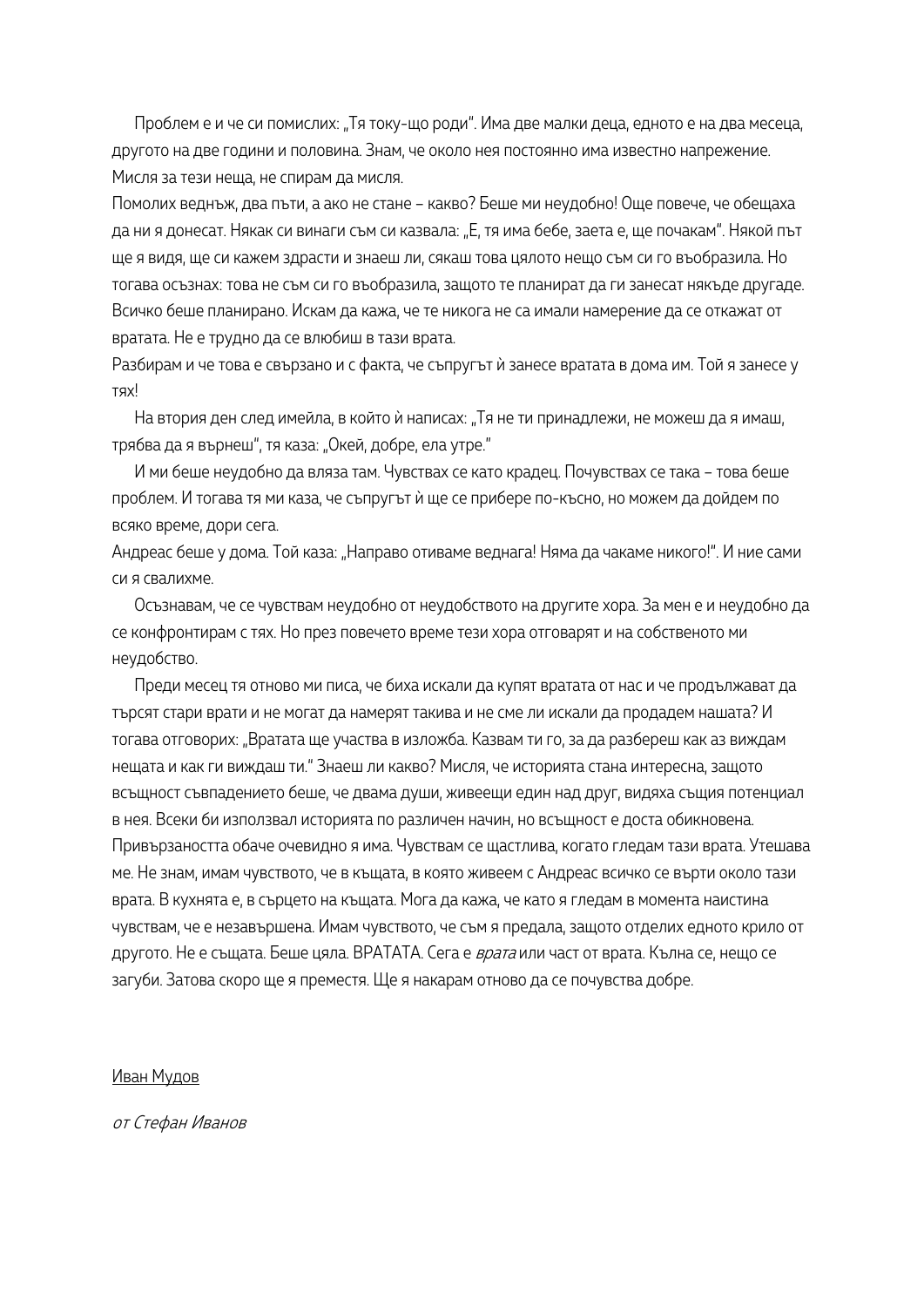Проблем е и че си помислих: „Тя току-що роди". Има две малки деца, едното е на два месеца, другото на две години и половина. Знам, че около нея постоянно има известно напрежение. Мисля за тези неща, не спирам да мисля.

Помолих веднъж, два пъти, а ако не стане – какво? Беше ми неудобно! Още повече, че обещаха да ни я донесат. Някак си винаги съм си казвала: „Е, тя има бебе, заета е, ще почакам". Някой път ще я видя, ще си кажем здрасти и знаеш ли, сякаш това цялото нещо съм си го въобразила. Но тогава осъзнах: това не съм си го въобразила, защото те планират да ги занесат някъде другаде. Всичко беше планирано. Искам да кажа, че те никога не са имали намерение да се откажат от вратата. Не е трудно да се влюбиш в тази врата.

Разбирам и че това е свързано и с факта, че съпругът ѝ занесе вратата в дома им. Той я занесе у тях!

На втория ден след имейла, в който ѝ написах: „Тя не ти принадлежи, не можеш да я имаш, трябва да я върнеш", тя каза: „Окей, добре, ела утре."

И ми беше неудобно да вляза там. Чувствах се като крадец. Почувствах се така – това беше проблем. И тогава тя ми каза, че съпругът ѝ ще се прибере по-късно, но можем да дойдем по всяко време, дори сега.

Андреас беше у дома. Той каза: „Направо отиваме веднага! Няма да чакаме никого!". И ние сами си я свалихме.

Осъзнавам, че се чувствам неудобно от неудобството на другите хора. За мен е и неудобно да се конфронтирам с тях. Но през повечето време тези хора отговарят и на собственото ми неудобство.

Преди месец тя отново ми писа, че биха искали да купят вратата от нас и че продължават да търсят стари врати и не могат да намерят такива и не сме ли искали да продадем нашата? И тогава отговорих: „Вратата ще участва в изложба. Казвам ти го, за да разбереш как аз виждам нещата и как ги виждаш ти." Знаеш ли какво? Мисля, че историята стана интересна, защото всъщност съвпадението беше, че двама души, живеещи един над друг, видяха същия потенциал в нея. Всеки би използвал историята по различен начин, но всъщност е доста обикновена. Привързаността обаче очевидно я има. Чувствам се щастлива, когато гледам тази врата. Утешава ме. Не знам, имам чувството, че в къщата, в която живеем с Андреас всичко се върти около тази врата. В кухнята е, в сърцето на къщата. Мога да кажа, че като я гледам в момента наистина чувствам, че е незавършена. Имам чувството, че съм я предала, защото отделих едното крило от другото. Не е същата. Беше цяла. ВРАТАТА. Сега е *врата* или част от врата. Кълна се, нещо се загуби. Затова скоро ще я преместя. Ще я накарам отново да се почувства добре.

<u>Иван Мудов</u>

*от Стефан Иванов*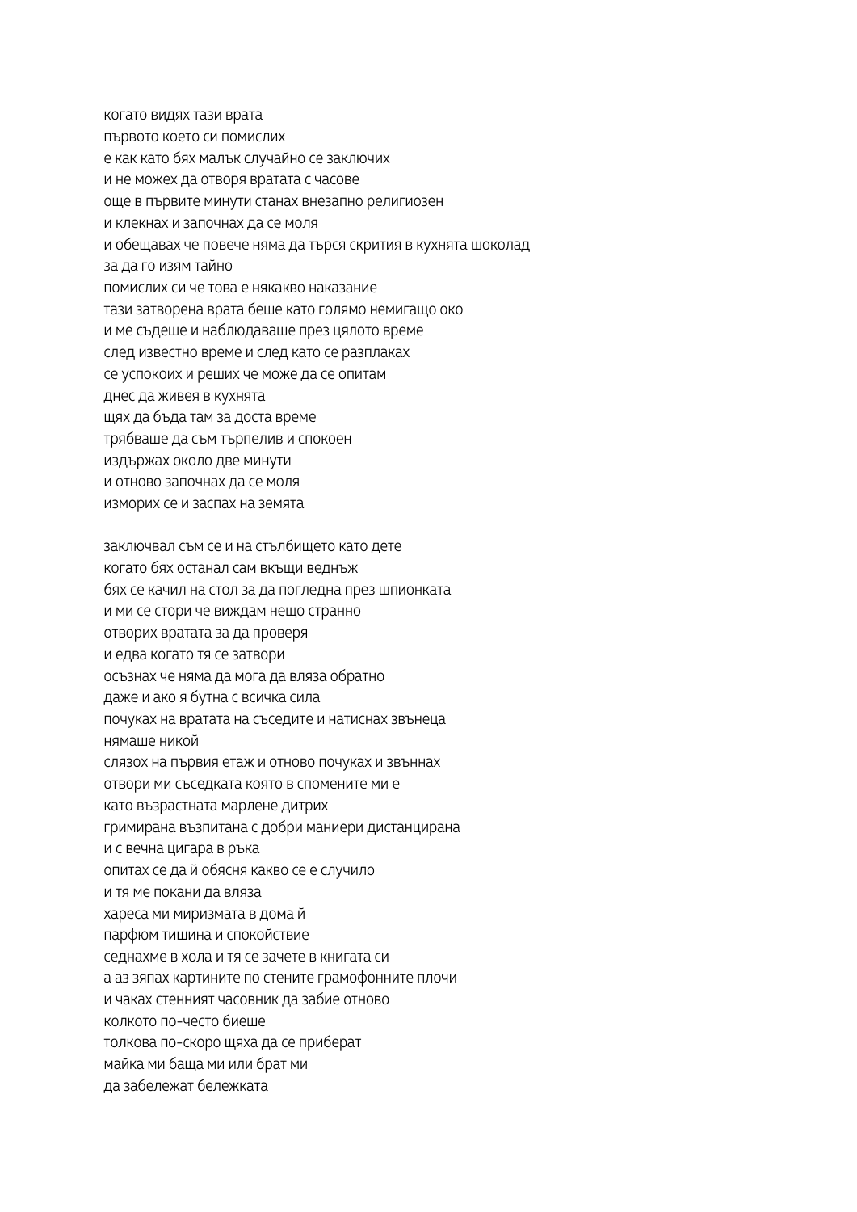когато видях тази врата
първото което си помислих
е как като бях малък случайно се заключих
и не можех да отворя вратата с часове
още в първите минути станах внезапно религиозен
и клекнах и започнах да се моля
и обещавах че повече няма да търся скрития в кухнята шоколад
за да го изям тайно
помислих си че това е някакво наказание
тази затворена врата беше като голямо немигащо око
и ме съдеше и наблюдаваше през цялото време
след известно време и след като се разплаках
се успокоих и реших че може да се опитам
днес да живея в кухнята
щях да бъда там за доста време
трябваше да съм търпелив и спокоен
издържах около две минути
и отново започнах да се моля
изморих се и заспах на земята

заключвал съм се и на стълбището като дете
когато бях останал сам вкъщи веднъж
бях се качил на стол за да погледна през шпионката
и ми се стори че виждам нещо странно
отворих вратата за да проверя
и едва когато тя се затвори
осъзнах че няма да мога да вляза обратно
даже и ако я бутна с всичка сила
почуках на вратата на съседите и натиснах звънеца
нямаше никой
слязох на първия етаж и отново почуках и звъннах
отвори ми съседката която в спомените ми е
като възрастната марлене дитрих
гримирана възпитана с добри маниери дистанцирана
и с вечна цигара в ръка
опитах се да й обясня какво се е случило
и тя ме покани да вляза
хареса ми миризмата в дома й
парфюм тишина и спокойствие
седнахме в хола и тя се зачете в книгата си
а аз зяпах картините по стените грамофонните плочи
и чаках стенният часовник да забие отново
колкото по-често биеше
толкова по-скоро щяха да се приберат
майка ми баща ми или брат ми
да забележат бележката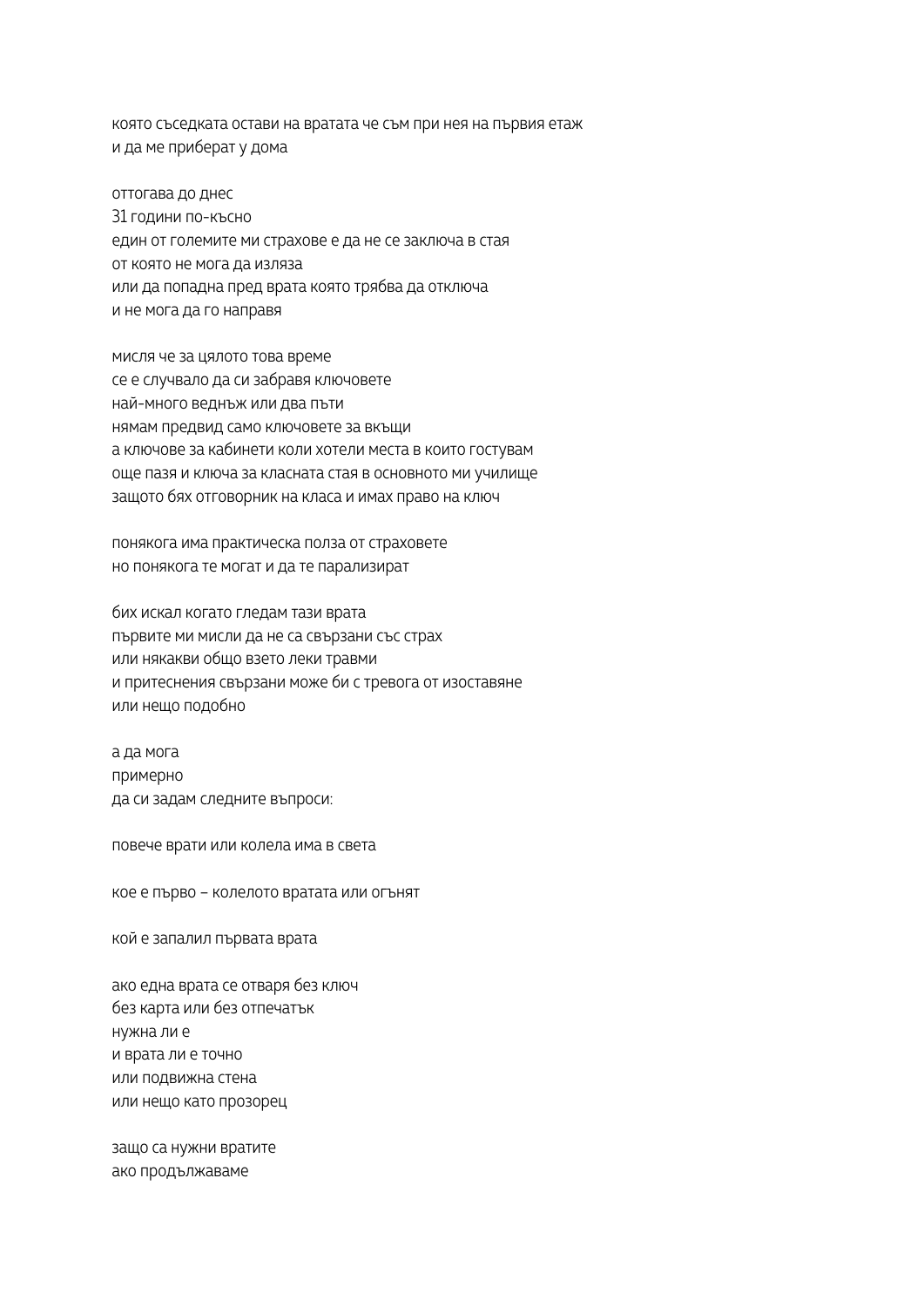която съседката остави на вратата че съм при нея на първия етаж
и да ме приберат у дома

оттогава до днес
31 години по-късно
един от големите ми страхове е да не се заключа в стая
от която не мога да изляза
или да попадна пред врата която трябва да отключа
и не мога да го направя

мисля че за цялото това време
се е случвало да си забравя ключовете
най-много веднъж или два пъти
нямам предвид само ключовете за вкъщи
а ключове за кабинети коли хотели места в които гостувам
още пазя и ключа за класната стая в основното ми училище
защото бях отговорник на класа и имах право на ключ

понякога има практическа полза от страховете
но понякога те могат и да те парализират

бих искал когато гледам тази врата
първите ми мисли да не са свързани със страх
или някакви общо взето леки травми
и притеснения свързани може би с тревога от изоставяне
или нещо подобно

а да мога
примерно
да си задам следните въпроси:

повече врати или колела има в света

кое е първо – колелото вратата или огънят

кой е запалил първата врата

ако една врата се отваря без ключ
без карта или без отпечатък
нужна ли е
и врата ли е точно
или подвижна стена
или нещо като прозорец

защо са нужни вратите
ако продължаваме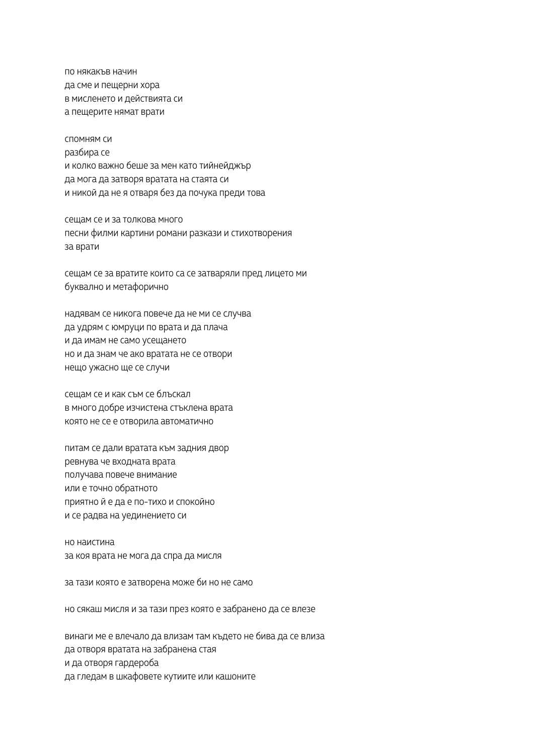по някакъв начин
да сме и пещерни хора
в мисленето и действията си
а пещерите нямат врати

спомням си
разбира се
и колко важно беше за мен като тийнейджър
да мога да затворя вратата на стаята си
и никой да не я отваря без да почука преди това

сещам се и за толкова много
песни филми картини романи разкази и стихотворения
за врати

сещам се за вратите които са се затваряли пред лицето ми
буквално и метафорично

надявам се никога повече да не ми се случва
да удрям с юмруци по врата и да плача
и да имам не само усещането
но и да знам че ако вратата не се отвори
нещо ужасно ще се случи

сещам се и как съм се блъскал
в много добре изчистена стъклена врата
която не се е отворила автоматично

питам се дали вратата към задния двор
ревнува че входната врата
получава повече внимание
или е точно обратното
приятно ѝ е да е по-тихо и спокойно
и се радва на уединението си

но наистина
за коя врата не мога да спра да мисля

за тази която е затворена може би но не само

но сякаш мисля и за тази през която е забранено да се влезе

винаги ме е влечало да влизам там където не бива да се влиза
да отворя вратата на забранена стая
и да отворя гардероба
да гледам в шкафовете кутиите или кашоните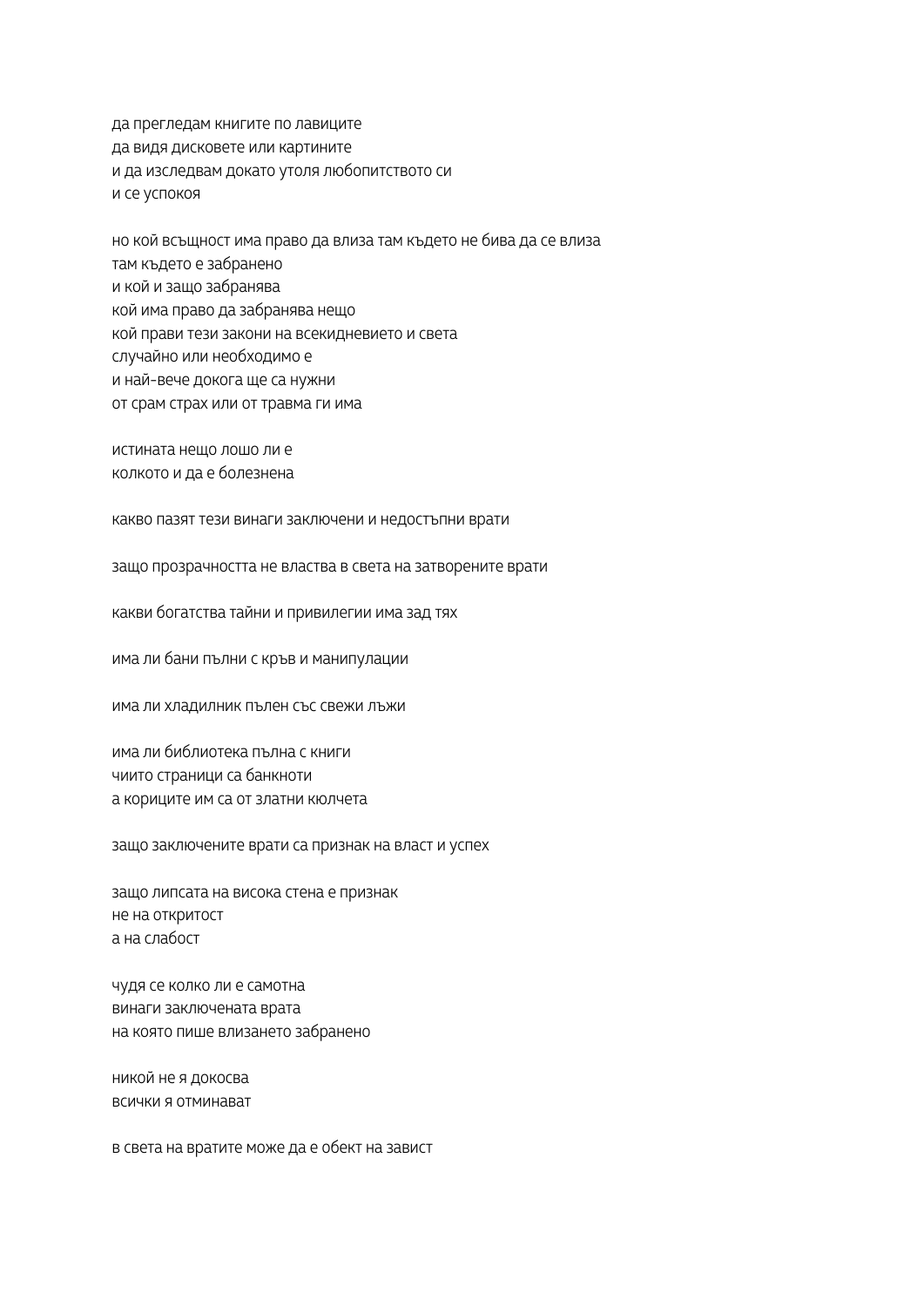да прегледам книгите по лавиците
да видя дисковете или картините
и да изследвам докато утоля любопитството си
и се успокоя

но кой всъщност има право да влиза там където не бива да се влиза
там където е забранено
и кой и защо забранява
кой има право да забранява нещо
кой прави тези закони на всекидневието и света
случайно или необходимо е
и най-вече докога ще са нужни
от срам страх или от травма ги има

истината нещо лошо ли е
колкото и да е болезнена

какво пазят тези винаги заключени и недостъпни врати

защо прозрачността не властва в света на затворените врати

какви богатства тайни и привилегии има зад тях

има ли бани пълни с кръв и манипулации

има ли хладилник пълен със свежи лъжи

има ли библиотека пълна с книги
чиито страници са банкноти
а кориците им са от златни кюлчета

защо заключените врати са признак на власт и успех

защо липсата на висока стена е признак
не на откритост
а на слабост

чудя се колко ли е самотна
винаги заключената врата
на която пише влизането забранено

никой не я докосва
всички я отминават

в света на вратите може да е обект на завист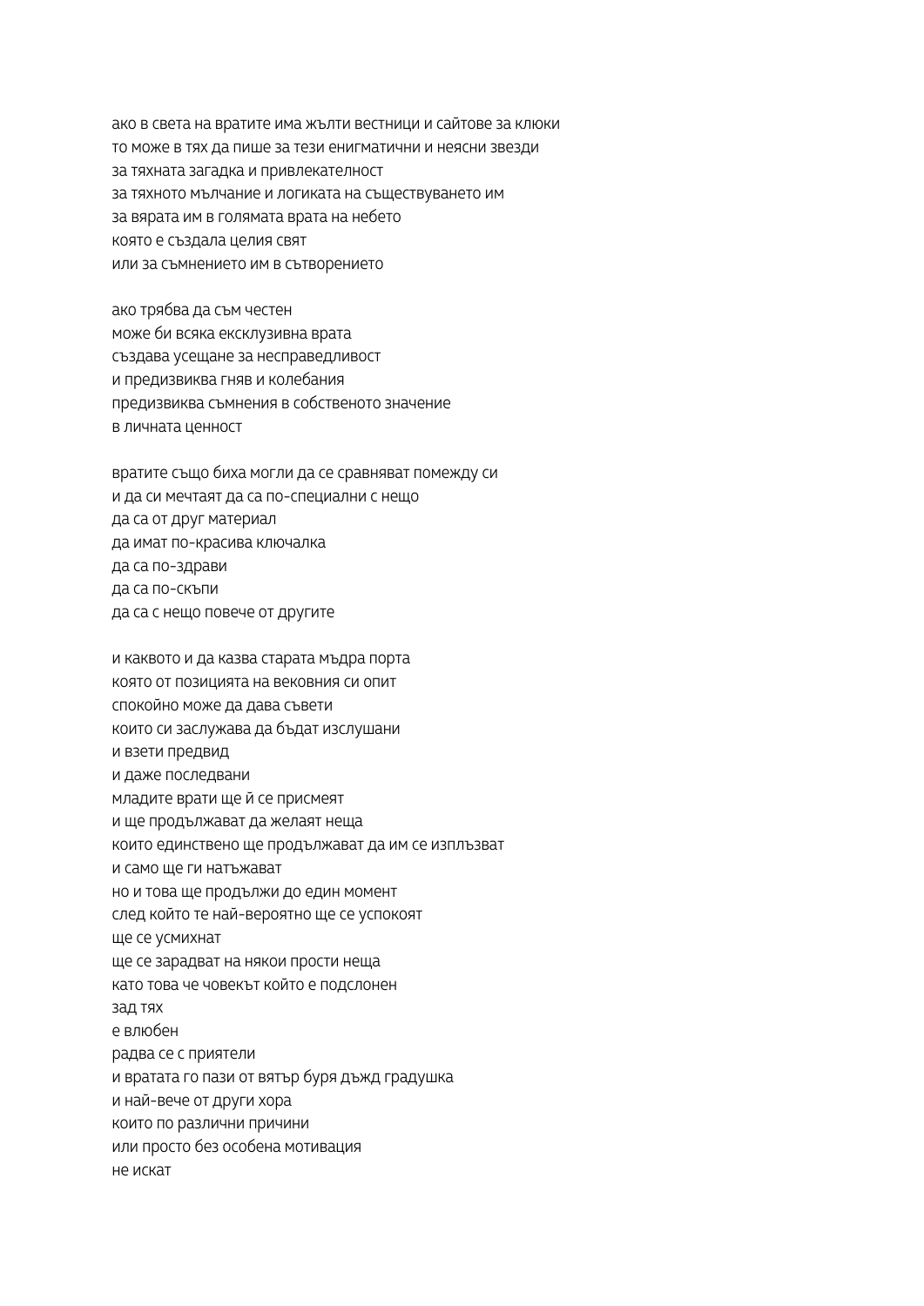ако в света на вратите има жълти вестници и сайтове за клюки
то може в тях да пише за тези енигматични и неясни звезди
за тяхната загадка и привлекателност
за тяхното мълчание и логиката на съществуването им
за вярата им в голямата врата на небето
която е създала целия свят
или за съмнението им в сътворението

ако трябва да съм честен
може би всяка ексклузивна врата
създава усещане за несправедливост
и предизвиква гняв и колебания
предизвиква съмнения в собственото значение
в личната ценност

вратите също биха могли да се сравняват помежду си
и да си мечтаят да са по-специални с нещо
да са от друг материал
да имат по-красива ключалка
да са по-здрави
да са по-скъпи
да са с нещо повече от другите

и каквото и да казва старата мъдра порта
която от позицията на вековния си опит
спокойно може да дава съвети
които си заслужава да бъдат изслушани
и взети предвид
и даже последвани
младите врати ще ѝ се присмеят
и ще продължават да желаят неща
които единствено ще продължават да им се изплъзват
и само ще ги натъжават
но и това ще продължи до един момент
след който те най-вероятно ще се успокоят
ще се усмихнат
ще се зарадват на някои прости неща
като това че човекът който е подслонен
зад тях
е влюбен
радва се с приятели
и вратата го пази от вятър буря дъжд градушка
и най-вече от други хора
които по различни причини
или просто без особена мотивация
не искат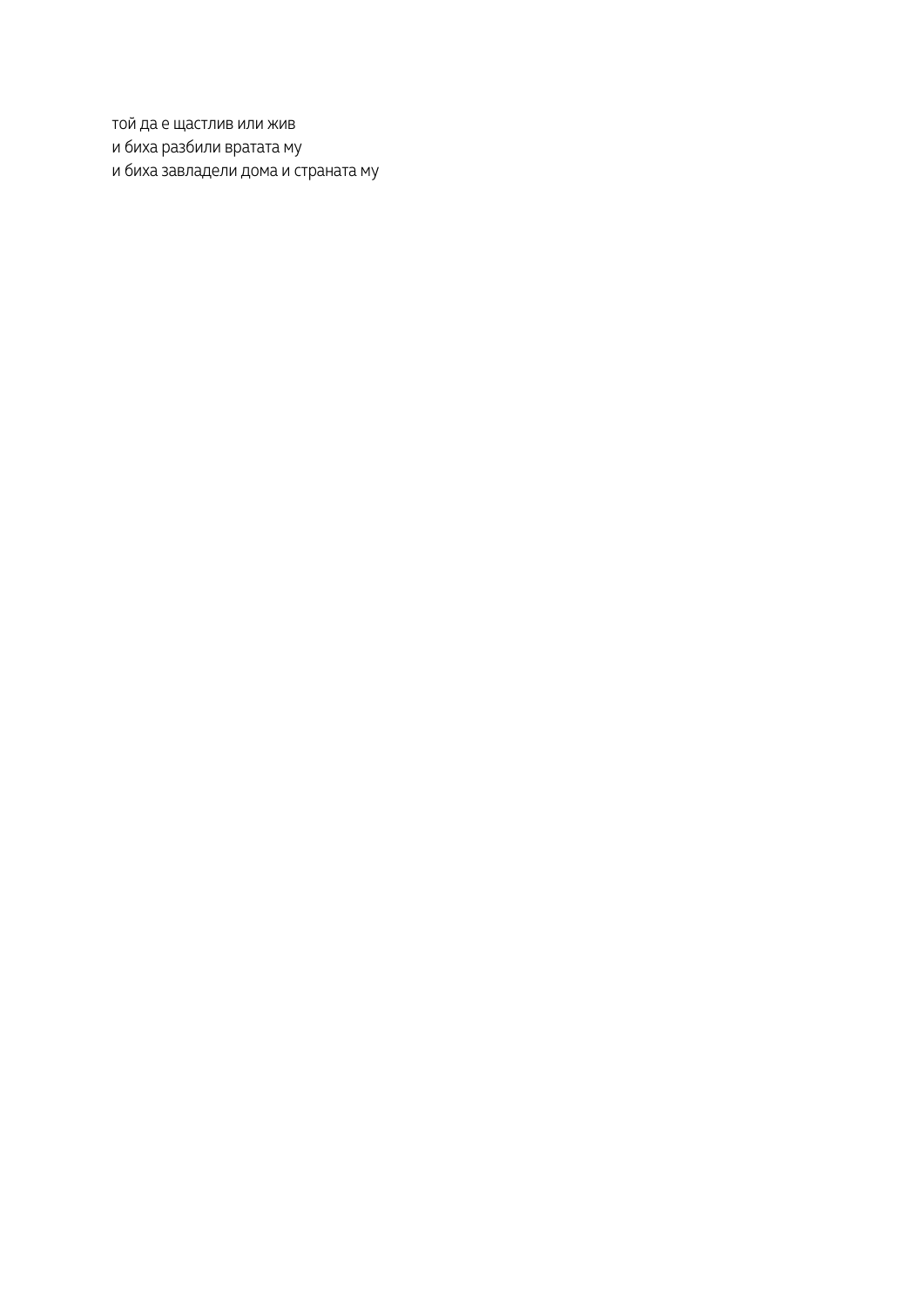той да е щастлив или жив
и биха разбили вратата му
и биха завладели дома и страната му